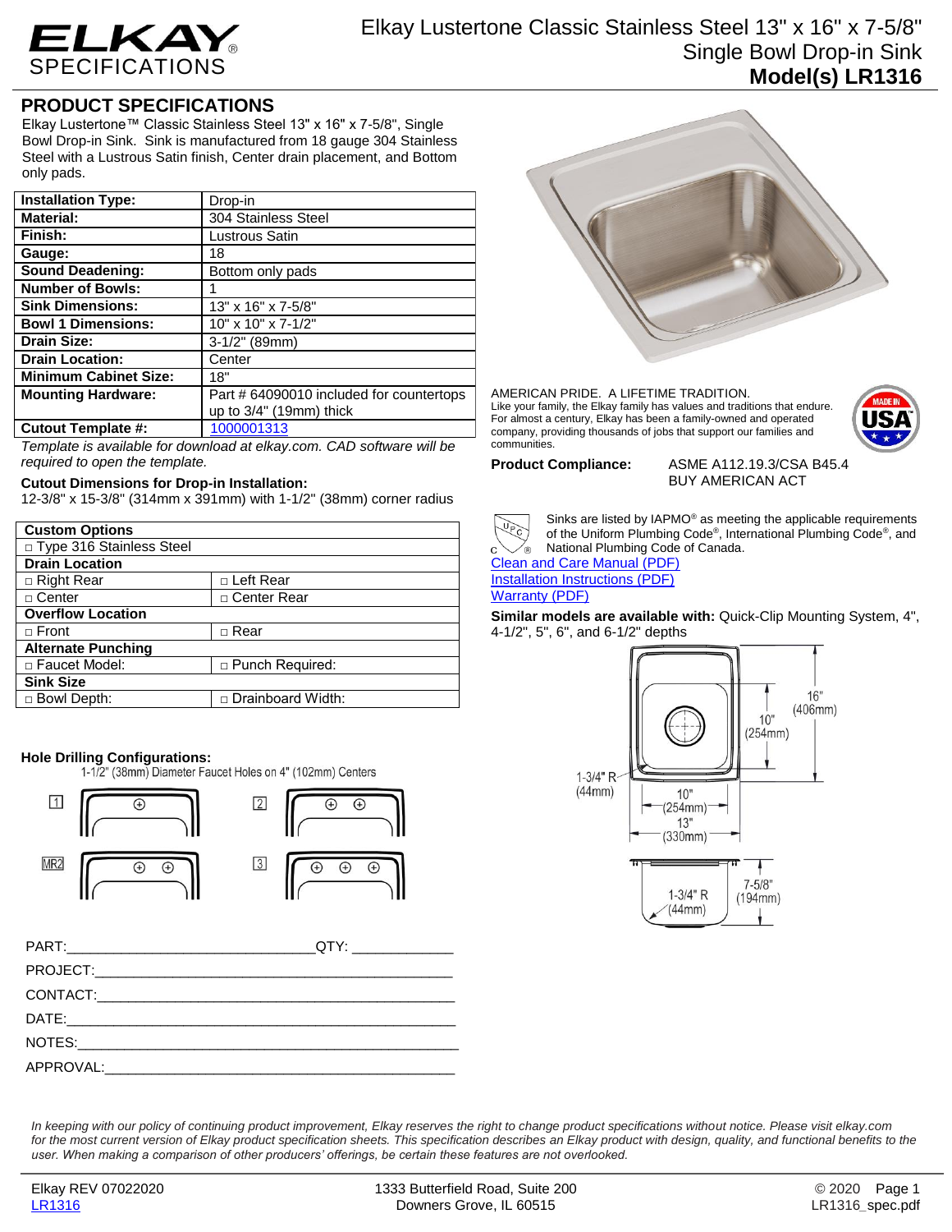# ELKAY SPECIFICATIONS

# Elkay Lustertone Classic Stainless Steel 13" x 16" x 7-5/8" Single Bowl Drop-in Sink

## Model(s) LR1316

## PRODUCT SPECIFICATIONS

Elkay Lustertone™ Classic Stainless Steel 13" x 16" x 7-5/8", Single Bowl Drop-in Sink. Sink is manufactured from 18 gauge 304 Stainless Steel with a Lustrous Satin finish, Center drain placement, and Bottom only pads.

| | |
|---|---|
| **Installation Type:** | Drop-in |
| **Material:** | 304 Stainless Steel |
| **Finish:** | Lustrous Satin |
| **Gauge:** | 18 |
| **Sound Deadening:** | Bottom only pads |
| **Number of Bowls:** | 1 |
| **Sink Dimensions:** | 13" x 16" x 7-5/8" |
| **Bowl 1 Dimensions:** | 10" x 10" x 7-1/2" |
| **Drain Size:** | 3-1/2" (89mm) |
| **Drain Location:** | Center |
| **Minimum Cabinet Size:** | 18" |
| **Mounting Hardware:** | Part # 64090010 included for countertops up to 3/4" (19mm) thick |
| **Cutout Template #:** | 1000001313 |

*Template is available for download at elkay.com. CAD software will be required to open the template.*

**Cutout Dimensions for Drop-in Installation:**
12-3/8" x 15-3/8" (314mm x 391mm) with 1-1/2" (38mm) corner radius

| **Custom Options** | |
|---|---|
| □ Type 316 Stainless Steel | |
| **Drain Location** | |
| □ Right Rear | □ Left Rear |
| □ Center | □ Center Rear |
| **Overflow Location** | |
| □ Front | □ Rear |
| **Alternate Punching** | |
| □ Faucet Model: | □ Punch Required: |
| **Sink Size** | |
| □ Bowl Depth: | □ Drainboard Width: |

**Hole Drilling Configurations:**
1-1/2" (38mm) Diameter Faucet Holes on 4" (102mm) Centers

1 | 2 | MR2 | 3

PART:_______________________________QTY: _____________

PROJECT:____________________________________________

CONTACT:____________________________________________

DATE:_______________________________________________

NOTES:______________________________________________

APPROVAL:___________________________________________

AMERICAN PRIDE. A LIFETIME TRADITION.
Like your family, the Elkay family has values and traditions that endure. For almost a century, Elkay has been a family-owned and operated company, providing thousands of jobs that support our families and communities.

MADE IN USA

**Product Compliance:** ASME A112.19.3/CSA B45.4
BUY AMERICAN ACT

Sinks are listed by IAPMO® as meeting the applicable requirements of the Uniform Plumbing Code®, International Plumbing Code®, and National Plumbing Code of Canada.

Clean and Care Manual (PDF)
Installation Instructions (PDF)
Warranty (PDF)

**Similar models are available with:** Quick-Clip Mounting System, 4", 4-1/2", 5", 6", and 6-1/2" depths

16" (406mm)
10" (254mm)
1-3/4" R (44mm)
10" (254mm)
13" (330mm)
7-5/8" (194mm)
1-3/4" R (44mm)

*In keeping with our policy of continuing product improvement, Elkay reserves the right to change product specifications without notice. Please visit elkay.com for the most current version of Elkay product specification sheets. This specification describes an Elkay product with design, quality, and functional benefits to the user. When making a comparison of other producers' offerings, be certain these features are not overlooked.*

Elkay REV 07022020
LR1316

1333 Butterfield Road, Suite 200
Downers Grove, IL 60515

© 2020
LR1316_spec.pdf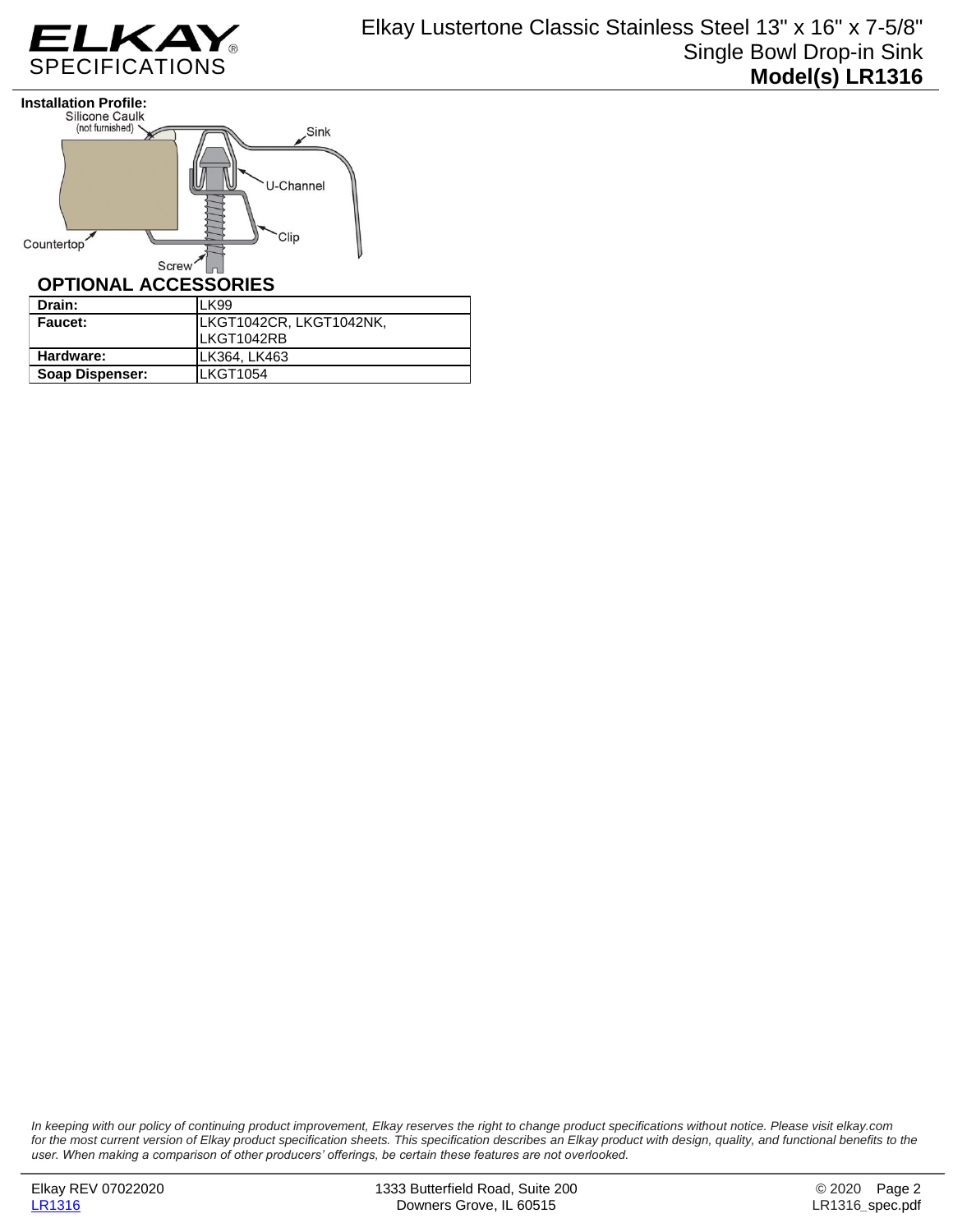**Installation Profile:**

Silicone Caulk (not furnished)

Sink

U-Channel

Clip

Countertop

Screw

## OPTIONAL ACCESSORIES

| | |
|---|---|
| **Drain:** | LK99 |
| **Faucet:** | LKGT1042CR, LKGT1042NK, LKGT1042RB |
| **Hardware:** | LK364, LK463 |
| **Soap Dispenser:** | LKGT1054 |

*In keeping with our policy of continuing product improvement, Elkay reserves the right to change product specifications without notice. Please visit elkay.com for the most current version of Elkay product specification sheets. This specification describes an Elkay product with design, quality, and functional benefits to the user. When making a comparison of other producers' offerings, be certain these features are not overlooked.*

Elkay REV 07022020
LR1316

1333 Butterfield Road, Suite 200
Downers Grove, IL 60515

© 2020
LR1316_spec.pdf